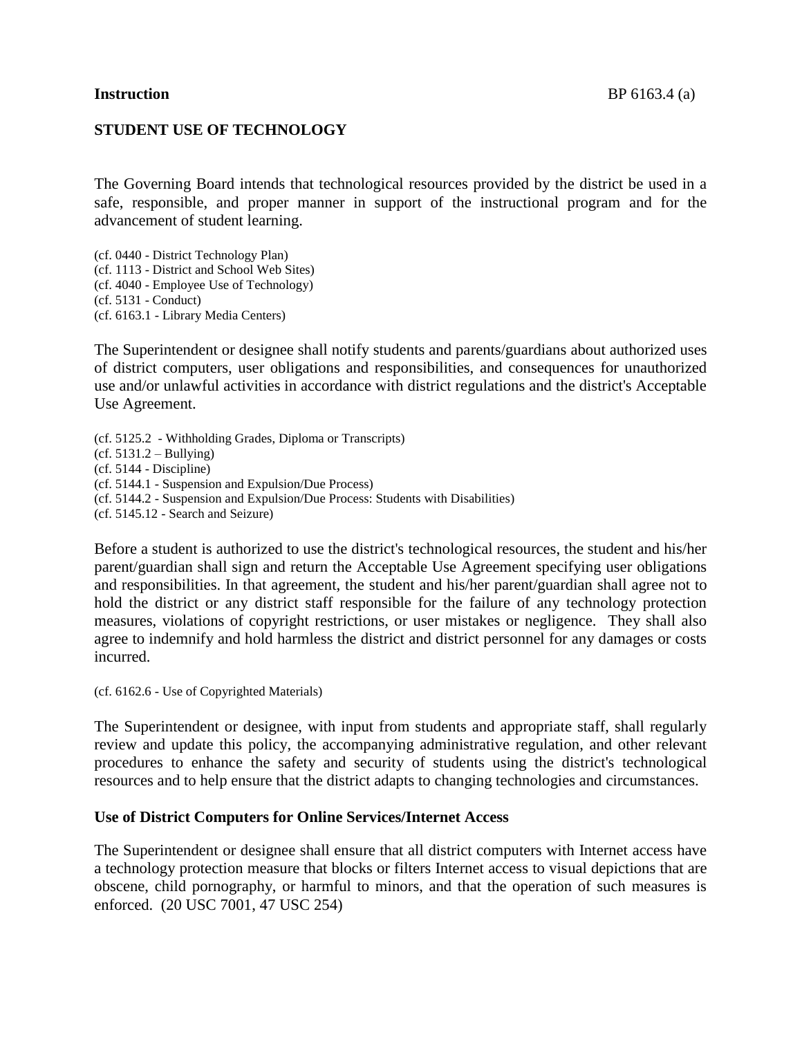**Instruction** BP 6163.4 (a)

## STUDENT USE OF TECHNOLOGY

The Governing Board intends that technological resources provided by the district be used in a safe, responsible, and proper manner in support of the instructional program and for the advancement of student learning.

(cf. 0440 - District Technology Plan)
(cf. 1113 - District and School Web Sites)
(cf. 4040 - Employee Use of Technology)
(cf. 5131 - Conduct)
(cf. 6163.1 - Library Media Centers)

The Superintendent or designee shall notify students and parents/guardians about authorized uses of district computers, user obligations and responsibilities, and consequences for unauthorized use and/or unlawful activities in accordance with district regulations and the district's Acceptable Use Agreement.

(cf. 5125.2 - Withholding Grades, Diploma or Transcripts)
(cf. 5131.2 – Bullying)
(cf. 5144 - Discipline)
(cf. 5144.1 - Suspension and Expulsion/Due Process)
(cf. 5144.2 - Suspension and Expulsion/Due Process: Students with Disabilities)
(cf. 5145.12 - Search and Seizure)

Before a student is authorized to use the district's technological resources, the student and his/her parent/guardian shall sign and return the Acceptable Use Agreement specifying user obligations and responsibilities. In that agreement, the student and his/her parent/guardian shall agree not to hold the district or any district staff responsible for the failure of any technology protection measures, violations of copyright restrictions, or user mistakes or negligence. They shall also agree to indemnify and hold harmless the district and district personnel for any damages or costs incurred.

(cf. 6162.6 - Use of Copyrighted Materials)

The Superintendent or designee, with input from students and appropriate staff, shall regularly review and update this policy, the accompanying administrative regulation, and other relevant procedures to enhance the safety and security of students using the district's technological resources and to help ensure that the district adapts to changing technologies and circumstances.

### Use of District Computers for Online Services/Internet Access

The Superintendent or designee shall ensure that all district computers with Internet access have a technology protection measure that blocks or filters Internet access to visual depictions that are obscene, child pornography, or harmful to minors, and that the operation of such measures is enforced. (20 USC 7001, 47 USC 254)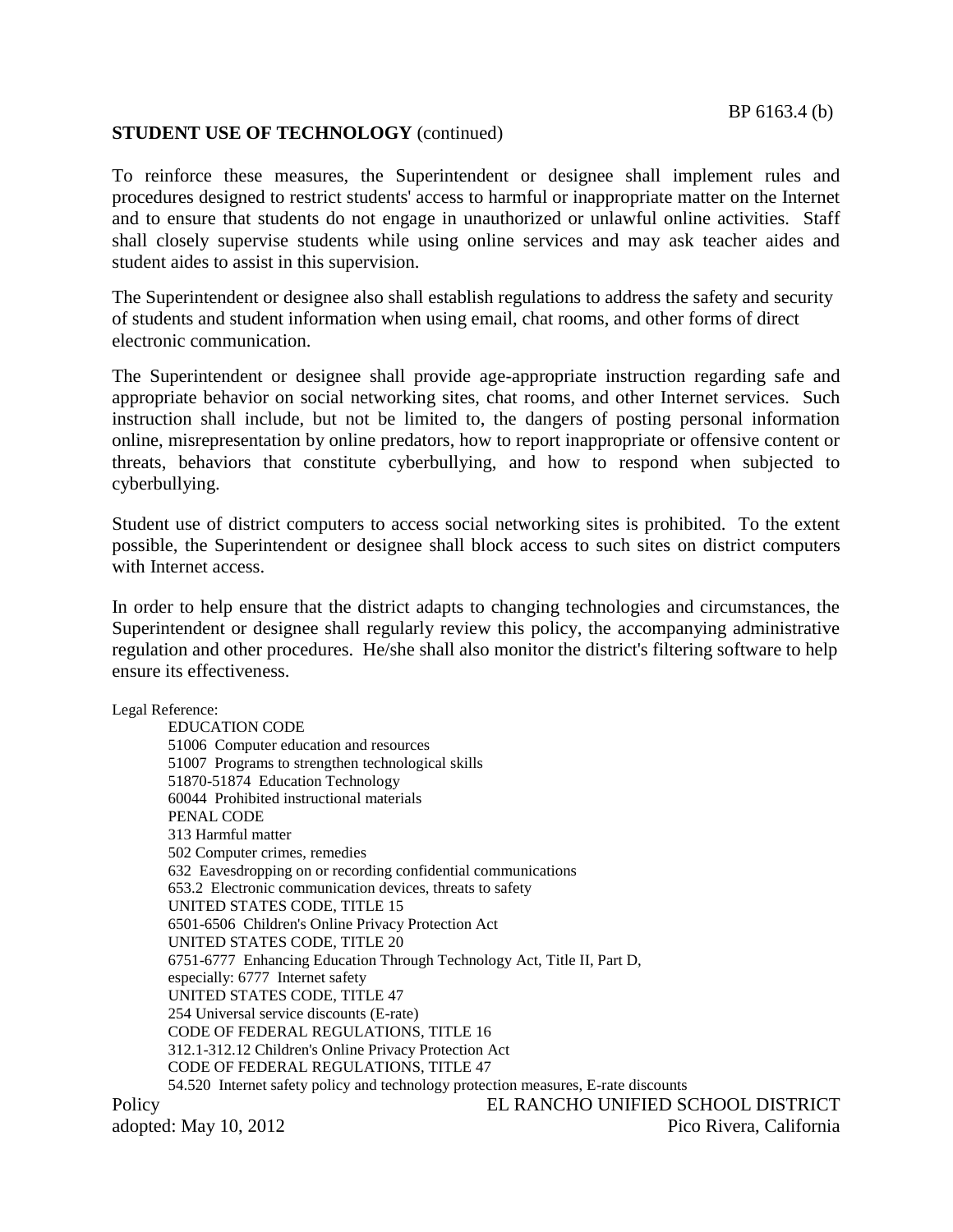**STUDENT USE OF TECHNOLOGY** (continued)

To reinforce these measures, the Superintendent or designee shall implement rules and procedures designed to restrict students' access to harmful or inappropriate matter on the Internet and to ensure that students do not engage in unauthorized or unlawful online activities. Staff shall closely supervise students while using online services and may ask teacher aides and student aides to assist in this supervision.

The Superintendent or designee also shall establish regulations to address the safety and security of students and student information when using email, chat rooms, and other forms of direct electronic communication.

The Superintendent or designee shall provide age-appropriate instruction regarding safe and appropriate behavior on social networking sites, chat rooms, and other Internet services. Such instruction shall include, but not be limited to, the dangers of posting personal information online, misrepresentation by online predators, how to report inappropriate or offensive content or threats, behaviors that constitute cyberbullying, and how to respond when subjected to cyberbullying.

Student use of district computers to access social networking sites is prohibited. To the extent possible, the Superintendent or designee shall block access to such sites on district computers with Internet access.

In order to help ensure that the district adapts to changing technologies and circumstances, the Superintendent or designee shall regularly review this policy, the accompanying administrative regulation and other procedures. He/she shall also monitor the district's filtering software to help ensure its effectiveness.

Legal Reference:

EDUCATION CODE
51006 Computer education and resources
51007 Programs to strengthen technological skills
51870-51874 Education Technology
60044 Prohibited instructional materials
PENAL CODE
313 Harmful matter
502 Computer crimes, remedies
632 Eavesdropping on or recording confidential communications
653.2 Electronic communication devices, threats to safety
UNITED STATES CODE, TITLE 15
6501-6506 Children's Online Privacy Protection Act
UNITED STATES CODE, TITLE 20
6751-6777 Enhancing Education Through Technology Act, Title II, Part D, especially: 6777 Internet safety
UNITED STATES CODE, TITLE 47
254 Universal service discounts (E-rate)
CODE OF FEDERAL REGULATIONS, TITLE 16
312.1-312.12 Children's Online Privacy Protection Act
CODE OF FEDERAL REGULATIONS, TITLE 47
54.520 Internet safety policy and technology protection measures, E-rate discounts

Policy
adopted: May 10, 2012

EL RANCHO UNIFIED SCHOOL DISTRICT
Pico Rivera, California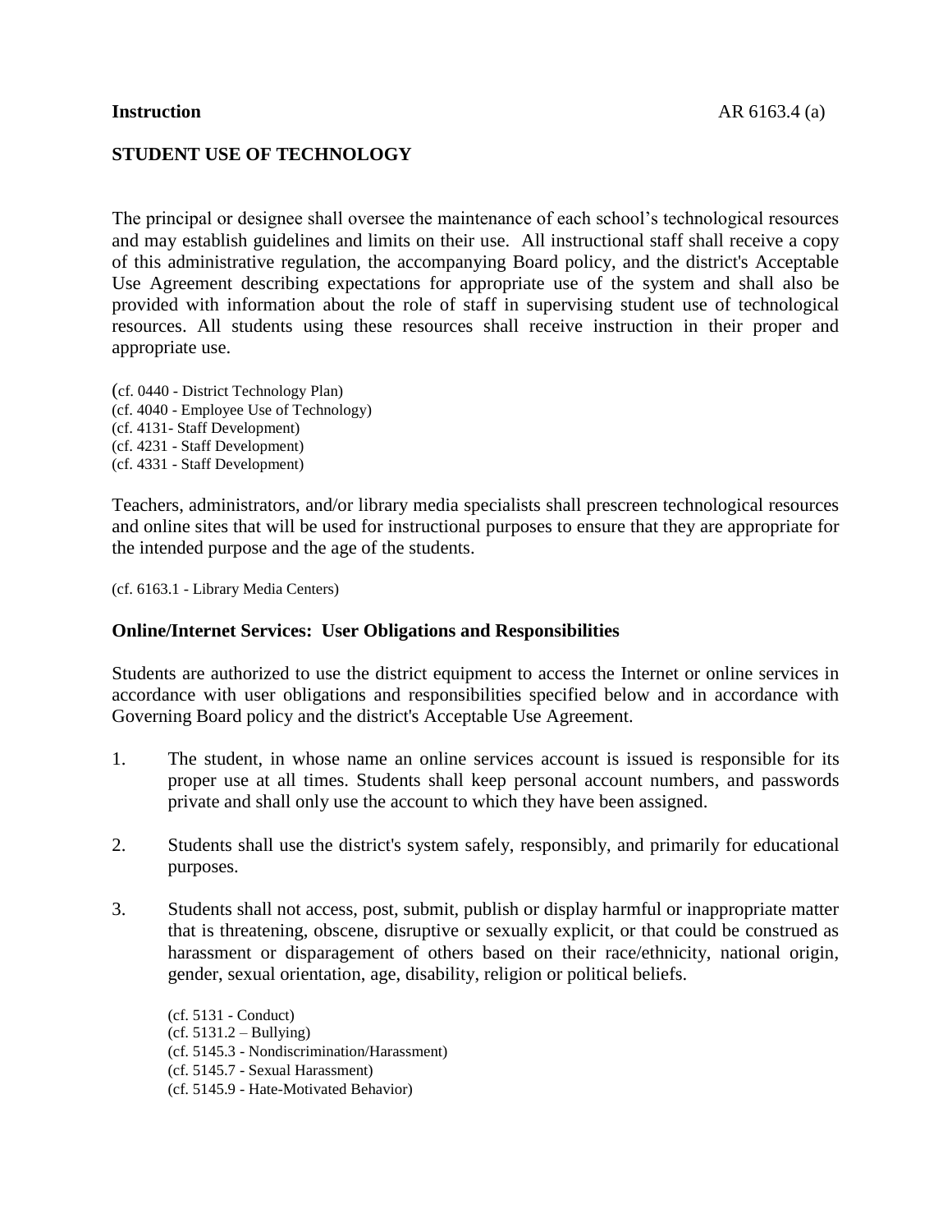**Instruction** AR 6163.4 (a)

**STUDENT USE OF TECHNOLOGY**

The principal or designee shall oversee the maintenance of each school's technological resources and may establish guidelines and limits on their use. All instructional staff shall receive a copy of this administrative regulation, the accompanying Board policy, and the district's Acceptable Use Agreement describing expectations for appropriate use of the system and shall also be provided with information about the role of staff in supervising student use of technological resources. All students using these resources shall receive instruction in their proper and appropriate use.

(cf. 0440 - District Technology Plan)
(cf. 4040 - Employee Use of Technology)
(cf. 4131- Staff Development)
(cf. 4231 - Staff Development)
(cf. 4331 - Staff Development)

Teachers, administrators, and/or library media specialists shall prescreen technological resources and online sites that will be used for instructional purposes to ensure that they are appropriate for the intended purpose and the age of the students.

(cf. 6163.1 - Library Media Centers)

**Online/Internet Services: User Obligations and Responsibilities**

Students are authorized to use the district equipment to access the Internet or online services in accordance with user obligations and responsibilities specified below and in accordance with Governing Board policy and the district's Acceptable Use Agreement.

1. The student, in whose name an online services account is issued is responsible for its proper use at all times. Students shall keep personal account numbers, and passwords private and shall only use the account to which they have been assigned.

2. Students shall use the district's system safely, responsibly, and primarily for educational purposes.

3. Students shall not access, post, submit, publish or display harmful or inappropriate matter that is threatening, obscene, disruptive or sexually explicit, or that could be construed as harassment or disparagement of others based on their race/ethnicity, national origin, gender, sexual orientation, age, disability, religion or political beliefs.

   (cf. 5131 - Conduct)
   (cf. 5131.2 – Bullying)
   (cf. 5145.3 - Nondiscrimination/Harassment)
   (cf. 5145.7 - Sexual Harassment)
   (cf. 5145.9 - Hate-Motivated Behavior)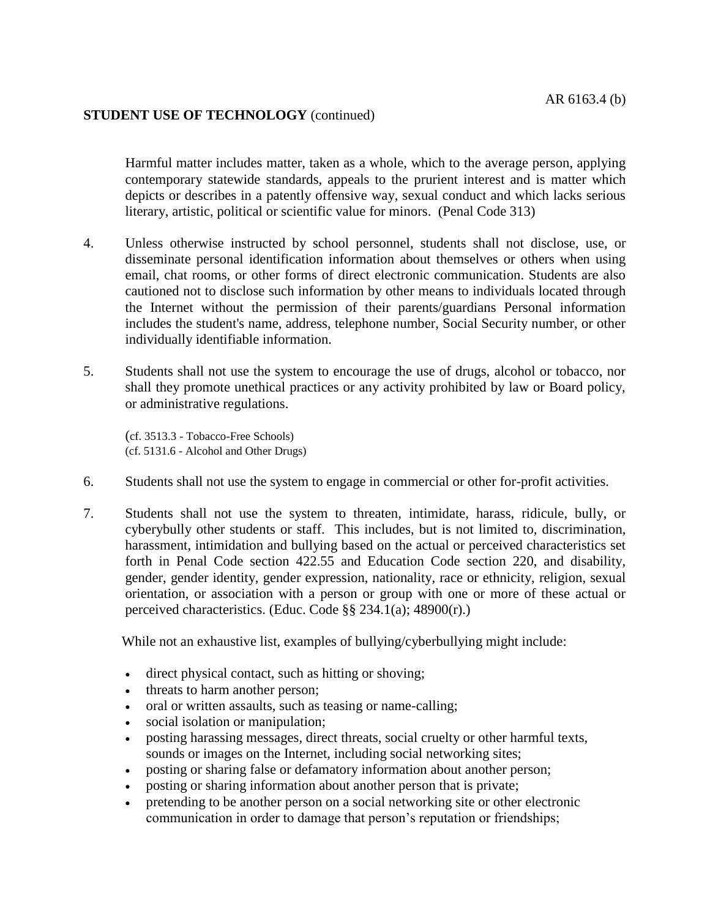Harmful matter includes matter, taken as a whole, which to the average person, applying contemporary statewide standards, appeals to the prurient interest and is matter which depicts or describes in a patently offensive way, sexual conduct and which lacks serious literary, artistic, political or scientific value for minors. (Penal Code 313)

4. Unless otherwise instructed by school personnel, students shall not disclose, use, or disseminate personal identification information about themselves or others when using email, chat rooms, or other forms of direct electronic communication. Students are also cautioned not to disclose such information by other means to individuals located through the Internet without the permission of their parents/guardians Personal information includes the student's name, address, telephone number, Social Security number, or other individually identifiable information.

5. Students shall not use the system to encourage the use of drugs, alcohol or tobacco, nor shall they promote unethical practices or any activity prohibited by law or Board policy, or administrative regulations.

   (cf. 3513.3 - Tobacco-Free Schools)
   (cf. 5131.6 - Alcohol and Other Drugs)

6. Students shall not use the system to engage in commercial or other for-profit activities.

7. Students shall not use the system to threaten, intimidate, harass, ridicule, bully, or cyberybully other students or staff. This includes, but is not limited to, discrimination, harassment, intimidation and bullying based on the actual or perceived characteristics set forth in Penal Code section 422.55 and Education Code section 220, and disability, gender, gender identity, gender expression, nationality, race or ethnicity, religion, sexual orientation, or association with a person or group with one or more of these actual or perceived characteristics. (Educ. Code §§ 234.1(a); 48900(r).)

   While not an exhaustive list, examples of bullying/cyberbullying might include:

   - direct physical contact, such as hitting or shoving;
   - threats to harm another person;
   - oral or written assaults, such as teasing or name-calling;
   - social isolation or manipulation;
   - posting harassing messages, direct threats, social cruelty or other harmful texts, sounds or images on the Internet, including social networking sites;
   - posting or sharing false or defamatory information about another person;
   - posting or sharing information about another person that is private;
   - pretending to be another person on a social networking site or other electronic communication in order to damage that person's reputation or friendships;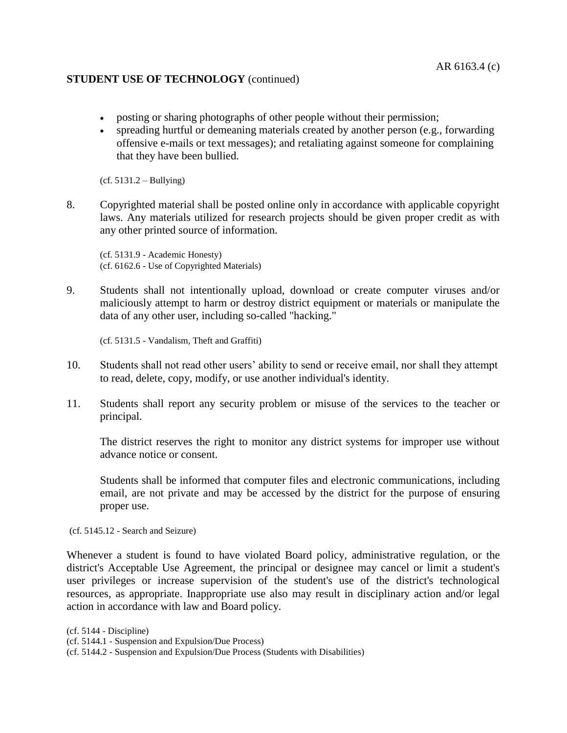- posting or sharing photographs of other people without their permission;
- spreading hurtful or demeaning materials created by another person (e.g., forwarding offensive e-mails or text messages); and retaliating against someone for complaining that they have been bullied.

(cf. 5131.2 – Bullying)

8. Copyrighted material shall be posted online only in accordance with applicable copyright laws. Any materials utilized for research projects should be given proper credit as with any other printed source of information.

   (cf. 5131.9 - Academic Honesty)
   (cf. 6162.6 - Use of Copyrighted Materials)

9. Students shall not intentionally upload, download or create computer viruses and/or maliciously attempt to harm or destroy district equipment or materials or manipulate the data of any other user, including so-called "hacking."

   (cf. 5131.5 - Vandalism, Theft and Graffiti)

10. Students shall not read other users' ability to send or receive email, nor shall they attempt to read, delete, copy, modify, or use another individual's identity.

11. Students shall report any security problem or misuse of the services to the teacher or principal.

    The district reserves the right to monitor any district systems for improper use without advance notice or consent.

    Students shall be informed that computer files and electronic communications, including email, are not private and may be accessed by the district for the purpose of ensuring proper use.

(cf. 5145.12 - Search and Seizure)

Whenever a student is found to have violated Board policy, administrative regulation, or the district's Acceptable Use Agreement, the principal or designee may cancel or limit a student's user privileges or increase supervision of the student's use of the district's technological resources, as appropriate. Inappropriate use also may result in disciplinary action and/or legal action in accordance with law and Board policy.

(cf. 5144 - Discipline)
(cf. 5144.1 - Suspension and Expulsion/Due Process)
(cf. 5144.2 - Suspension and Expulsion/Due Process (Students with Disabilities)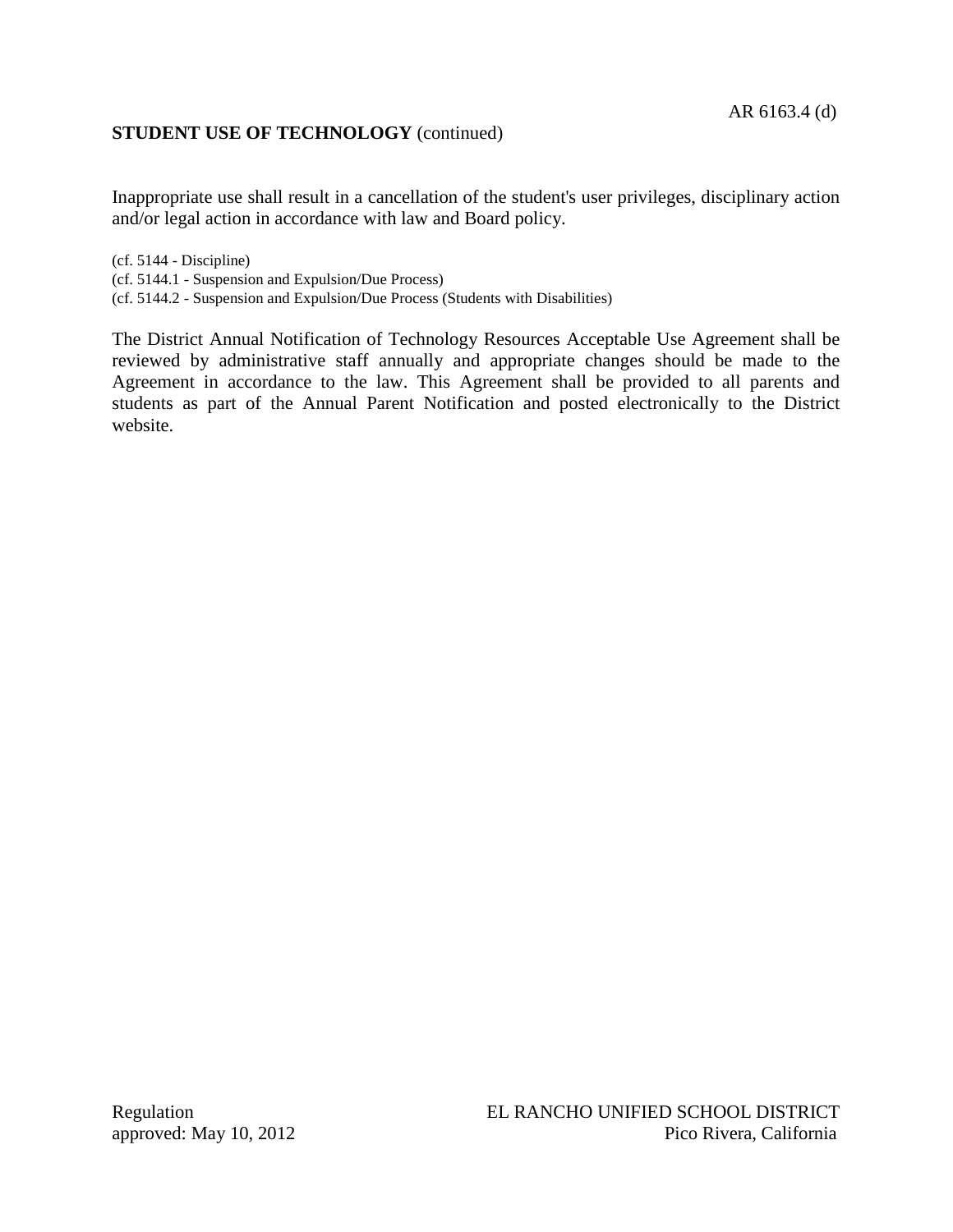**STUDENT USE OF TECHNOLOGY** (continued)

Inappropriate use shall result in a cancellation of the student's user privileges, disciplinary action and/or legal action in accordance with law and Board policy.

(cf. 5144 - Discipline)
(cf. 5144.1 - Suspension and Expulsion/Due Process)
(cf. 5144.2 - Suspension and Expulsion/Due Process (Students with Disabilities)

The District Annual Notification of Technology Resources Acceptable Use Agreement shall be reviewed by administrative staff annually and appropriate changes should be made to the Agreement in accordance to the law. This Agreement shall be provided to all parents and students as part of the Annual Parent Notification and posted electronically to the District website.

Regulation
approved: May 10, 2012

EL RANCHO UNIFIED SCHOOL DISTRICT
Pico Rivera, California